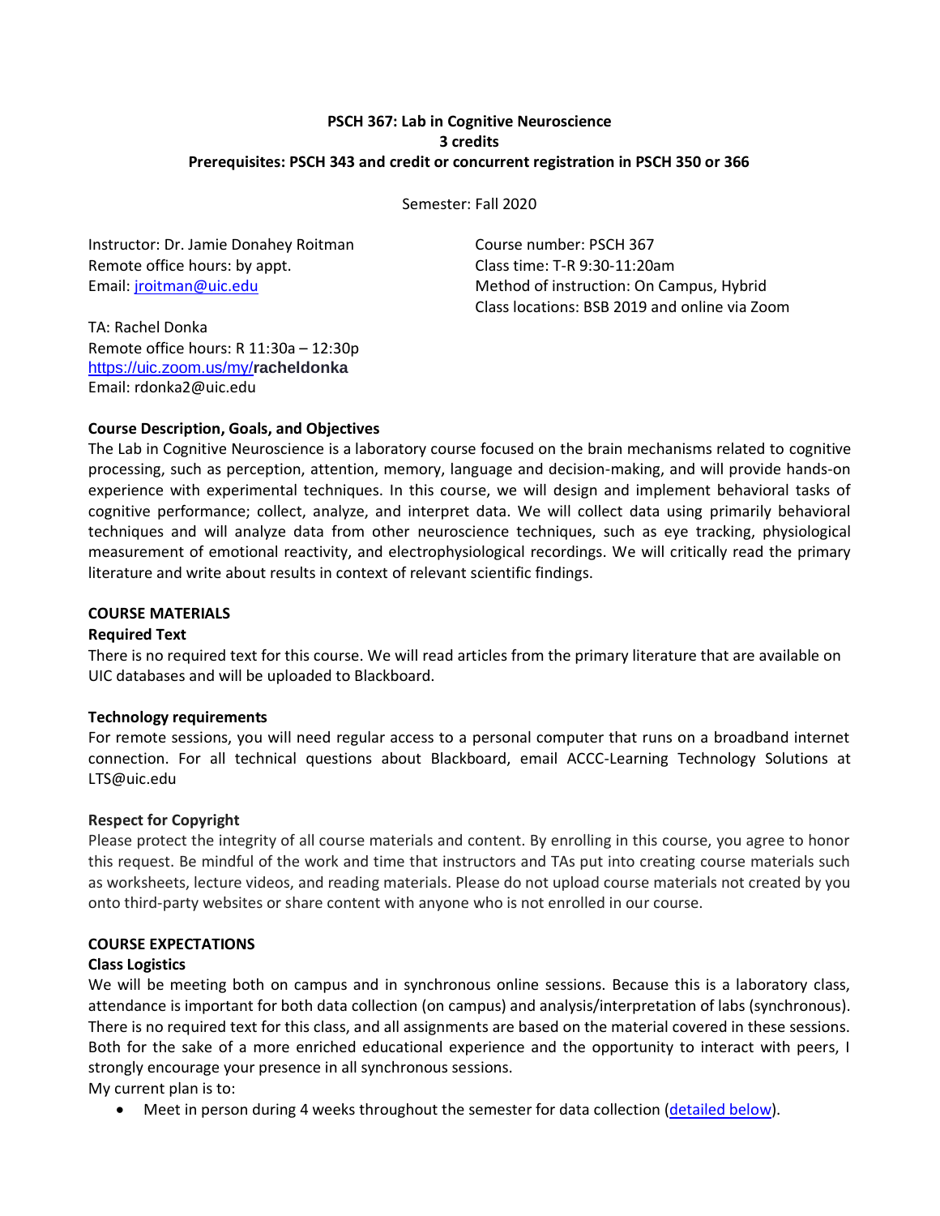**PSCH 367: Lab in Cognitive Neuroscience**
**3 credits**
**Prerequisites: PSCH 343 and credit or concurrent registration in PSCH 350 or 366**

Semester: Fall 2020

Instructor: Dr. Jamie Donahey Roitman
Remote office hours: by appt.
Email: [jroitman@uic.edu](mailto:jroitman@uic.edu)

Course number: PSCH 367
Class time: T-R 9:30-11:20am
Method of instruction: On Campus, Hybrid
Class locations: BSB 2019 and online via Zoom

TA: Rachel Donka
Remote office hours: R 11:30a – 12:30p
[https://uic.zoom.us/my/racheldonka](https://uic.zoom.us/my/racheldonka)
Email: rdonka2@uic.edu

### Course Description, Goals, and Objectives

The Lab in Cognitive Neuroscience is a laboratory course focused on the brain mechanisms related to cognitive processing, such as perception, attention, memory, language and decision-making, and will provide hands-on experience with experimental techniques. In this course, we will design and implement behavioral tasks of cognitive performance; collect, analyze, and interpret data. We will collect data using primarily behavioral techniques and will analyze data from other neuroscience techniques, such as eye tracking, physiological measurement of emotional reactivity, and electrophysiological recordings. We will critically read the primary literature and write about results in context of relevant scientific findings.

## COURSE MATERIALS

### Required Text

There is no required text for this course. We will read articles from the primary literature that are available on UIC databases and will be uploaded to Blackboard.

### Technology requirements

For remote sessions, you will need regular access to a personal computer that runs on a broadband internet connection. For all technical questions about Blackboard, email ACCC-Learning Technology Solutions at LTS@uic.edu

### Respect for Copyright

Please protect the integrity of all course materials and content. By enrolling in this course, you agree to honor this request. Be mindful of the work and time that instructors and TAs put into creating course materials such as worksheets, lecture videos, and reading materials. Please do not upload course materials not created by you onto third-party websites or share content with anyone who is not enrolled in our course.

## COURSE EXPECTATIONS

### Class Logistics

We will be meeting both on campus and in synchronous online sessions. Because this is a laboratory class, attendance is important for both data collection (on campus) and analysis/interpretation of labs (synchronous). There is no required text for this class, and all assignments are based on the material covered in these sessions. Both for the sake of a more enriched educational experience and the opportunity to interact with peers, I strongly encourage your presence in all synchronous sessions.

My current plan is to:

- Meet in person during 4 weeks throughout the semester for data collection (detailed below).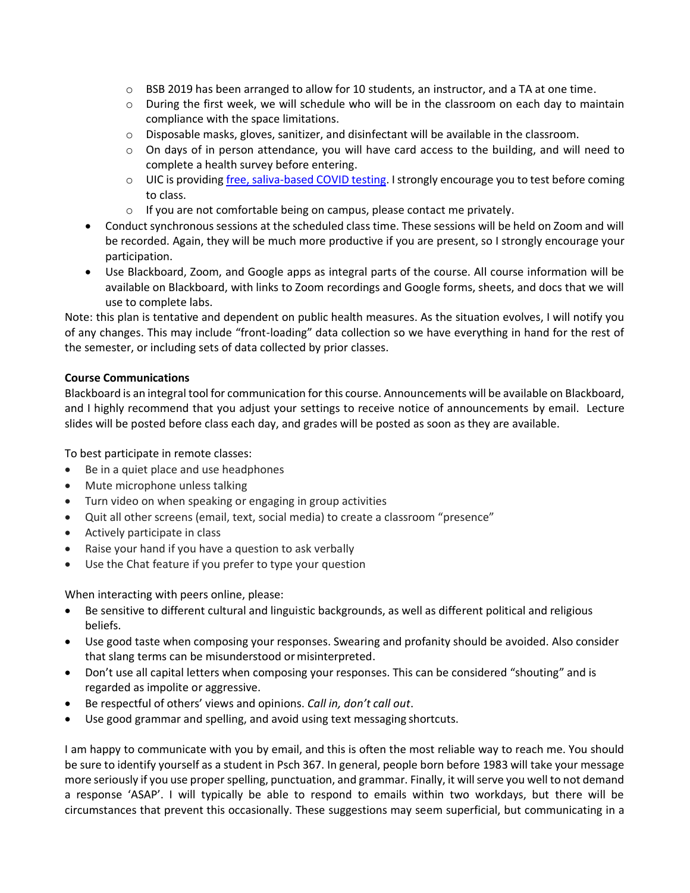- BSB 2019 has been arranged to allow for 10 students, an instructor, and a TA at one time.
  - During the first week, we will schedule who will be in the classroom on each day to maintain compliance with the space limitations.
  - Disposable masks, gloves, sanitizer, and disinfectant will be available in the classroom.
  - On days of in person attendance, you will have card access to the building, and will need to complete a health survey before entering.
  - UIC is providing [free, saliva-based COVID testing](). I strongly encourage you to test before coming to class.
  - If you are not comfortable being on campus, please contact me privately.
- Conduct synchronous sessions at the scheduled class time. These sessions will be held on Zoom and will be recorded. Again, they will be much more productive if you are present, so I strongly encourage your participation.
- Use Blackboard, Zoom, and Google apps as integral parts of the course. All course information will be available on Blackboard, with links to Zoom recordings and Google forms, sheets, and docs that we will use to complete labs.

Note: this plan is tentative and dependent on public health measures. As the situation evolves, I will notify you of any changes. This may include "front-loading" data collection so we have everything in hand for the rest of the semester, or including sets of data collected by prior classes.

**Course Communications**

Blackboard is an integral tool for communication for this course. Announcements will be available on Blackboard, and I highly recommend that you adjust your settings to receive notice of announcements by email. Lecture slides will be posted before class each day, and grades will be posted as soon as they are available.

To best participate in remote classes:

- Be in a quiet place and use headphones
- Mute microphone unless talking
- Turn video on when speaking or engaging in group activities
- Quit all other screens (email, text, social media) to create a classroom "presence"
- Actively participate in class
- Raise your hand if you have a question to ask verbally
- Use the Chat feature if you prefer to type your question

When interacting with peers online, please:

- Be sensitive to different cultural and linguistic backgrounds, as well as different political and religious beliefs.
- Use good taste when composing your responses. Swearing and profanity should be avoided. Also consider that slang terms can be misunderstood or misinterpreted.
- Don't use all capital letters when composing your responses. This can be considered "shouting" and is regarded as impolite or aggressive.
- Be respectful of others' views and opinions. *Call in, don't call out*.
- Use good grammar and spelling, and avoid using text messaging shortcuts.

I am happy to communicate with you by email, and this is often the most reliable way to reach me. You should be sure to identify yourself as a student in Psch 367. In general, people born before 1983 will take your message more seriously if you use proper spelling, punctuation, and grammar. Finally, it will serve you well to not demand a response 'ASAP'. I will typically be able to respond to emails within two workdays, but there will be circumstances that prevent this occasionally. These suggestions may seem superficial, but communicating in a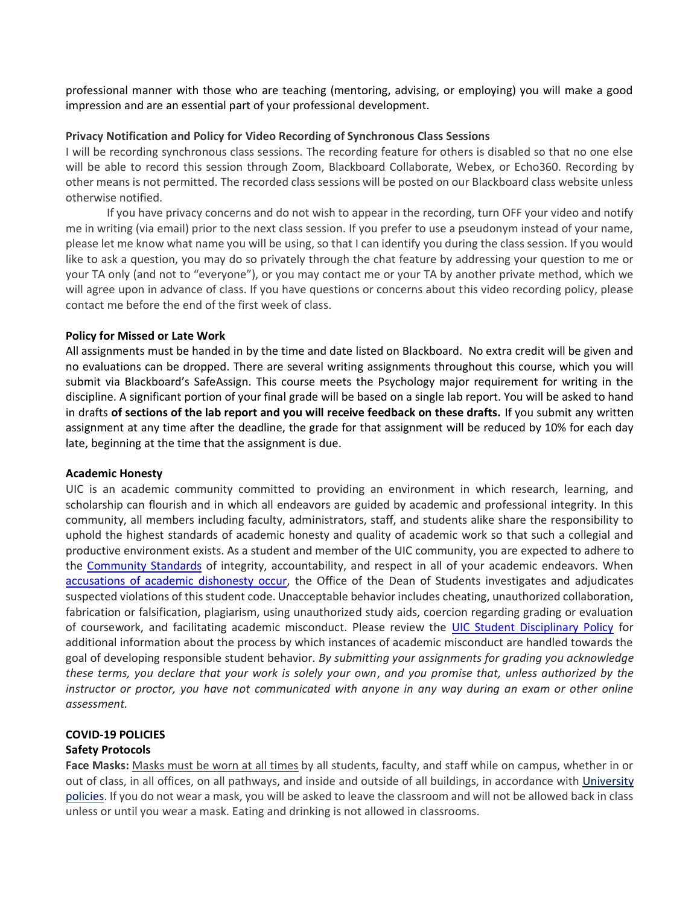professional manner with those who are teaching (mentoring, advising, or employing) you will make a good impression and are an essential part of your professional development.

**Privacy Notification and Policy for Video Recording of Synchronous Class Sessions**

I will be recording synchronous class sessions. The recording feature for others is disabled so that no one else will be able to record this session through Zoom, Blackboard Collaborate, Webex, or Echo360. Recording by other means is not permitted. The recorded class sessions will be posted on our Blackboard class website unless otherwise notified.

If you have privacy concerns and do not wish to appear in the recording, turn OFF your video and notify me in writing (via email) prior to the next class session. If you prefer to use a pseudonym instead of your name, please let me know what name you will be using, so that I can identify you during the class session. If you would like to ask a question, you may do so privately through the chat feature by addressing your question to me or your TA only (and not to "everyone"), or you may contact me or your TA by another private method, which we will agree upon in advance of class. If you have questions or concerns about this video recording policy, please contact me before the end of the first week of class.

**Policy for Missed or Late Work**

All assignments must be handed in by the time and date listed on Blackboard. No extra credit will be given and no evaluations can be dropped. There are several writing assignments throughout this course, which you will submit via Blackboard's SafeAssign. This course meets the Psychology major requirement for writing in the discipline. A significant portion of your final grade will be based on a single lab report. You will be asked to hand in drafts **of sections of the lab report and you will receive feedback on these drafts.** If you submit any written assignment at any time after the deadline, the grade for that assignment will be reduced by 10% for each day late, beginning at the time that the assignment is due.

**Academic Honesty**

UIC is an academic community committed to providing an environment in which research, learning, and scholarship can flourish and in which all endeavors are guided by academic and professional integrity. In this community, all members including faculty, administrators, staff, and students alike share the responsibility to uphold the highest standards of academic honesty and quality of academic work so that such a collegial and productive environment exists. As a student and member of the UIC community, you are expected to adhere to the Community Standards of integrity, accountability, and respect in all of your academic endeavors. When accusations of academic dishonesty occur, the Office of the Dean of Students investigates and adjudicates suspected violations of this student code. Unacceptable behavior includes cheating, unauthorized collaboration, fabrication or falsification, plagiarism, using unauthorized study aids, coercion regarding grading or evaluation of coursework, and facilitating academic misconduct. Please review the UIC Student Disciplinary Policy for additional information about the process by which instances of academic misconduct are handled towards the goal of developing responsible student behavior. *By submitting your assignments for grading you acknowledge these terms, you declare that your work is solely your own, and you promise that, unless authorized by the instructor or proctor, you have not communicated with anyone in any way during an exam or other online assessment.*

**COVID-19 POLICIES**

**Safety Protocols**

**Face Masks:** Masks must be worn at all times by all students, faculty, and staff while on campus, whether in or out of class, in all offices, on all pathways, and inside and outside of all buildings, in accordance with University policies. If you do not wear a mask, you will be asked to leave the classroom and will not be allowed back in class unless or until you wear a mask. Eating and drinking is not allowed in classrooms.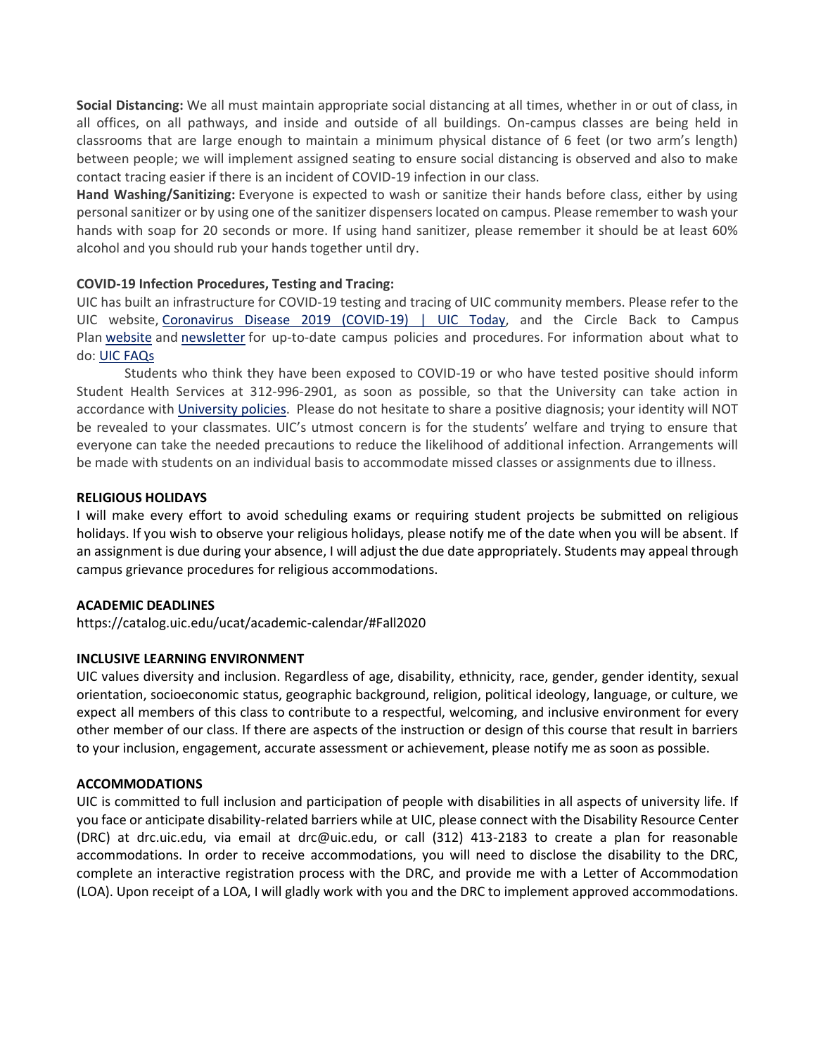**Social Distancing:** We all must maintain appropriate social distancing at all times, whether in or out of class, in all offices, on all pathways, and inside and outside of all buildings. On-campus classes are being held in classrooms that are large enough to maintain a minimum physical distance of 6 feet (or two arm's length) between people; we will implement assigned seating to ensure social distancing is observed and also to make contact tracing easier if there is an incident of COVID-19 infection in our class.

**Hand Washing/Sanitizing:** Everyone is expected to wash or sanitize their hands before class, either by using personal sanitizer or by using one of the sanitizer dispensers located on campus. Please remember to wash your hands with soap for 20 seconds or more. If using hand sanitizer, please remember it should be at least 60% alcohol and you should rub your hands together until dry.

**COVID-19 Infection Procedures, Testing and Tracing:**

UIC has built an infrastructure for COVID-19 testing and tracing of UIC community members. Please refer to the UIC website, Coronavirus Disease 2019 (COVID-19) | UIC Today, and the Circle Back to Campus Plan website and newsletter for up-to-date campus policies and procedures. For information about what to do: UIC FAQs

Students who think they have been exposed to COVID-19 or who have tested positive should inform Student Health Services at 312-996-2901, as soon as possible, so that the University can take action in accordance with University policies. Please do not hesitate to share a positive diagnosis; your identity will NOT be revealed to your classmates. UIC's utmost concern is for the students' welfare and trying to ensure that everyone can take the needed precautions to reduce the likelihood of additional infection. Arrangements will be made with students on an individual basis to accommodate missed classes or assignments due to illness.

**RELIGIOUS HOLIDAYS**

I will make every effort to avoid scheduling exams or requiring student projects be submitted on religious holidays. If you wish to observe your religious holidays, please notify me of the date when you will be absent. If an assignment is due during your absence, I will adjust the due date appropriately. Students may appeal through campus grievance procedures for religious accommodations.

**ACADEMIC DEADLINES**

https://catalog.uic.edu/ucat/academic-calendar/#Fall2020

**INCLUSIVE LEARNING ENVIRONMENT**

UIC values diversity and inclusion. Regardless of age, disability, ethnicity, race, gender, gender identity, sexual orientation, socioeconomic status, geographic background, religion, political ideology, language, or culture, we expect all members of this class to contribute to a respectful, welcoming, and inclusive environment for every other member of our class. If there are aspects of the instruction or design of this course that result in barriers to your inclusion, engagement, accurate assessment or achievement, please notify me as soon as possible.

**ACCOMMODATIONS**

UIC is committed to full inclusion and participation of people with disabilities in all aspects of university life. If you face or anticipate disability-related barriers while at UIC, please connect with the Disability Resource Center (DRC) at drc.uic.edu, via email at drc@uic.edu, or call (312) 413-2183 to create a plan for reasonable accommodations. In order to receive accommodations, you will need to disclose the disability to the DRC, complete an interactive registration process with the DRC, and provide me with a Letter of Accommodation (LOA). Upon receipt of a LOA, I will gladly work with you and the DRC to implement approved accommodations.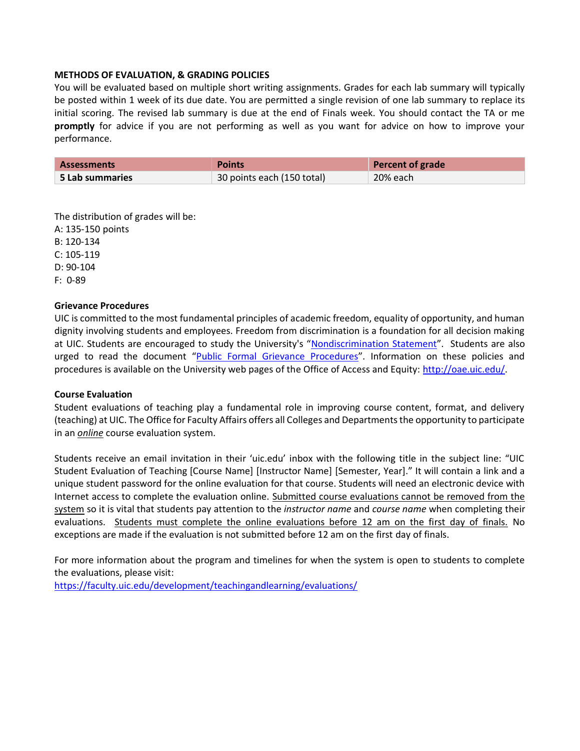**METHODS OF EVALUATION, & GRADING POLICIES**

You will be evaluated based on multiple short writing assignments. Grades for each lab summary will typically be posted within 1 week of its due date. You are permitted a single revision of one lab summary to replace its initial scoring. The revised lab summary is due at the end of Finals week. You should contact the TA or me **promptly** for advice if you are not performing as well as you want for advice on how to improve your performance.

| Assessments | Points | Percent of grade |
|---|---|---|
| **5 Lab summaries** | 30 points each (150 total) | 20% each |

The distribution of grades will be:
A: 135-150 points
B: 120-134
C: 105-119
D: 90-104
F: 0-89

**Grievance Procedures**

UIC is committed to the most fundamental principles of academic freedom, equality of opportunity, and human dignity involving students and employees. Freedom from discrimination is a foundation for all decision making at UIC. Students are encouraged to study the University's "Nondiscrimination Statement". Students are also urged to read the document "Public Formal Grievance Procedures". Information on these policies and procedures is available on the University web pages of the Office of Access and Equity: http://oae.uic.edu/.

**Course Evaluation**

Student evaluations of teaching play a fundamental role in improving course content, format, and delivery (teaching) at UIC. The Office for Faculty Affairs offers all Colleges and Departments the opportunity to participate in an *online* course evaluation system.

Students receive an email invitation in their 'uic.edu' inbox with the following title in the subject line: "UIC Student Evaluation of Teaching [Course Name] [Instructor Name] [Semester, Year]." It will contain a link and a unique student password for the online evaluation for that course. Students will need an electronic device with Internet access to complete the evaluation online. Submitted course evaluations cannot be removed from the system so it is vital that students pay attention to the *instructor name* and *course name* when completing their evaluations. Students must complete the online evaluations before 12 am on the first day of finals. No exceptions are made if the evaluation is not submitted before 12 am on the first day of finals.

For more information about the program and timelines for when the system is open to students to complete the evaluations, please visit:
https://faculty.uic.edu/development/teachingandlearning/evaluations/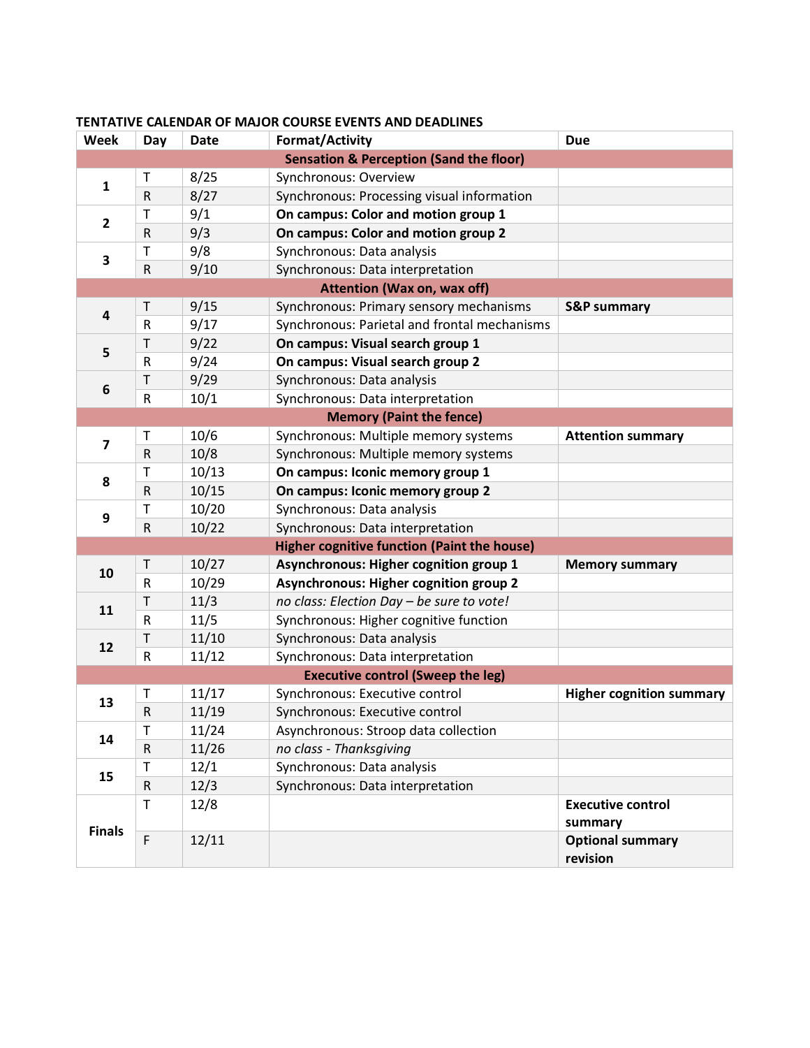**TENTATIVE CALENDAR OF MAJOR COURSE EVENTS AND DEADLINES**

| Week | Day | Date | Format/Activity | Due |
|---|---|---|---|---|
| **Sensation & Perception (Sand the floor)** | | | | |
| 1 | T | 8/25 | Synchronous: Overview | |
| | R | 8/27 | Synchronous: Processing visual information | |
| 2 | T | 9/1 | **On campus: Color and motion group 1** | |
| | R | 9/3 | **On campus: Color and motion group 2** | |
| 3 | T | 9/8 | Synchronous: Data analysis | |
| | R | 9/10 | Synchronous: Data interpretation | |
| **Attention (Wax on, wax off)** | | | | |
| 4 | T | 9/15 | Synchronous: Primary sensory mechanisms | **S&P summary** |
| | R | 9/17 | Synchronous: Parietal and frontal mechanisms | |
| 5 | T | 9/22 | **On campus: Visual search group 1** | |
| | R | 9/24 | **On campus: Visual search group 2** | |
| 6 | T | 9/29 | Synchronous: Data analysis | |
| | R | 10/1 | Synchronous: Data interpretation | |
| **Memory (Paint the fence)** | | | | |
| 7 | T | 10/6 | Synchronous: Multiple memory systems | **Attention summary** |
| | R | 10/8 | Synchronous: Multiple memory systems | |
| 8 | T | 10/13 | **On campus: Iconic memory group 1** | |
| | R | 10/15 | **On campus: Iconic memory group 2** | |
| 9 | T | 10/20 | Synchronous: Data analysis | |
| | R | 10/22 | Synchronous: Data interpretation | |
| **Higher cognitive function (Paint the house)** | | | | |
| 10 | T | 10/27 | **Asynchronous: Higher cognition group 1** | **Memory summary** |
| | R | 10/29 | **Asynchronous: Higher cognition group 2** | |
| 11 | T | 11/3 | *no class: Election Day – be sure to vote!* | |
| | R | 11/5 | Synchronous: Higher cognitive function | |
| 12 | T | 11/10 | Synchronous: Data analysis | |
| | R | 11/12 | Synchronous: Data interpretation | |
| **Executive control (Sweep the leg)** | | | | |
| 13 | T | 11/17 | Synchronous: Executive control | **Higher cognition summary** |
| | R | 11/19 | Synchronous: Executive control | |
| 14 | T | 11/24 | Asynchronous: Stroop data collection | |
| | R | 11/26 | *no class - Thanksgiving* | |
| 15 | T | 12/1 | Synchronous: Data analysis | |
| | R | 12/3 | Synchronous: Data interpretation | |
| Finals | T | 12/8 | | **Executive control summary** |
| | F | 12/11 | | **Optional summary revision** |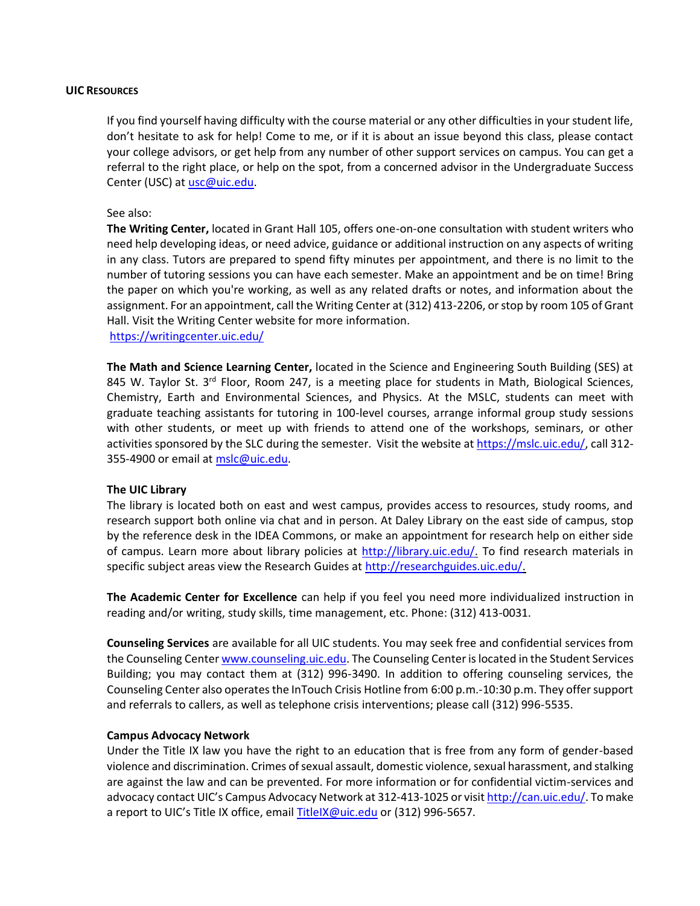## UIC Resources

If you find yourself having difficulty with the course material or any other difficulties in your student life, don't hesitate to ask for help! Come to me, or if it is about an issue beyond this class, please contact your college advisors, or get help from any number of other support services on campus. You can get a referral to the right place, or help on the spot, from a concerned advisor in the Undergraduate Success Center (USC) at usc@uic.edu.

See also:

**The Writing Center,** located in Grant Hall 105, offers one-on-one consultation with student writers who need help developing ideas, or need advice, guidance or additional instruction on any aspects of writing in any class. Tutors are prepared to spend fifty minutes per appointment, and there is no limit to the number of tutoring sessions you can have each semester. Make an appointment and be on time! Bring the paper on which you're working, as well as any related drafts or notes, and information about the assignment. For an appointment, call the Writing Center at (312) 413-2206, or stop by room 105 of Grant Hall. Visit the Writing Center website for more information.
https://writingcenter.uic.edu/

**The Math and Science Learning Center,** located in the Science and Engineering South Building (SES) at 845 W. Taylor St. 3rd Floor, Room 247, is a meeting place for students in Math, Biological Sciences, Chemistry, Earth and Environmental Sciences, and Physics. At the MSLC, students can meet with graduate teaching assistants for tutoring in 100-level courses, arrange informal group study sessions with other students, or meet up with friends to attend one of the workshops, seminars, or other activities sponsored by the SLC during the semester. Visit the website at https://mslc.uic.edu/, call 312-355-4900 or email at mslc@uic.edu.

**The UIC Library**

The library is located both on east and west campus, provides access to resources, study rooms, and research support both online via chat and in person. At Daley Library on the east side of campus, stop by the reference desk in the IDEA Commons, or make an appointment for research help on either side of campus. Learn more about library policies at http://library.uic.edu/. To find research materials in specific subject areas view the Research Guides at http://researchguides.uic.edu/.

**The Academic Center for Excellence** can help if you feel you need more individualized instruction in reading and/or writing, study skills, time management, etc. Phone: (312) 413-0031.

**Counseling Services** are available for all UIC students. You may seek free and confidential services from the Counseling Center www.counseling.uic.edu. The Counseling Center is located in the Student Services Building; you may contact them at (312) 996-3490. In addition to offering counseling services, the Counseling Center also operates the InTouch Crisis Hotline from 6:00 p.m.-10:30 p.m. They offer support and referrals to callers, as well as telephone crisis interventions; please call (312) 996-5535.

**Campus Advocacy Network**

Under the Title IX law you have the right to an education that is free from any form of gender-based violence and discrimination. Crimes of sexual assault, domestic violence, sexual harassment, and stalking are against the law and can be prevented. For more information or for confidential victim-services and advocacy contact UIC's Campus Advocacy Network at 312-413-1025 or visit http://can.uic.edu/. To make a report to UIC's Title IX office, email TitleIX@uic.edu or (312) 996-5657.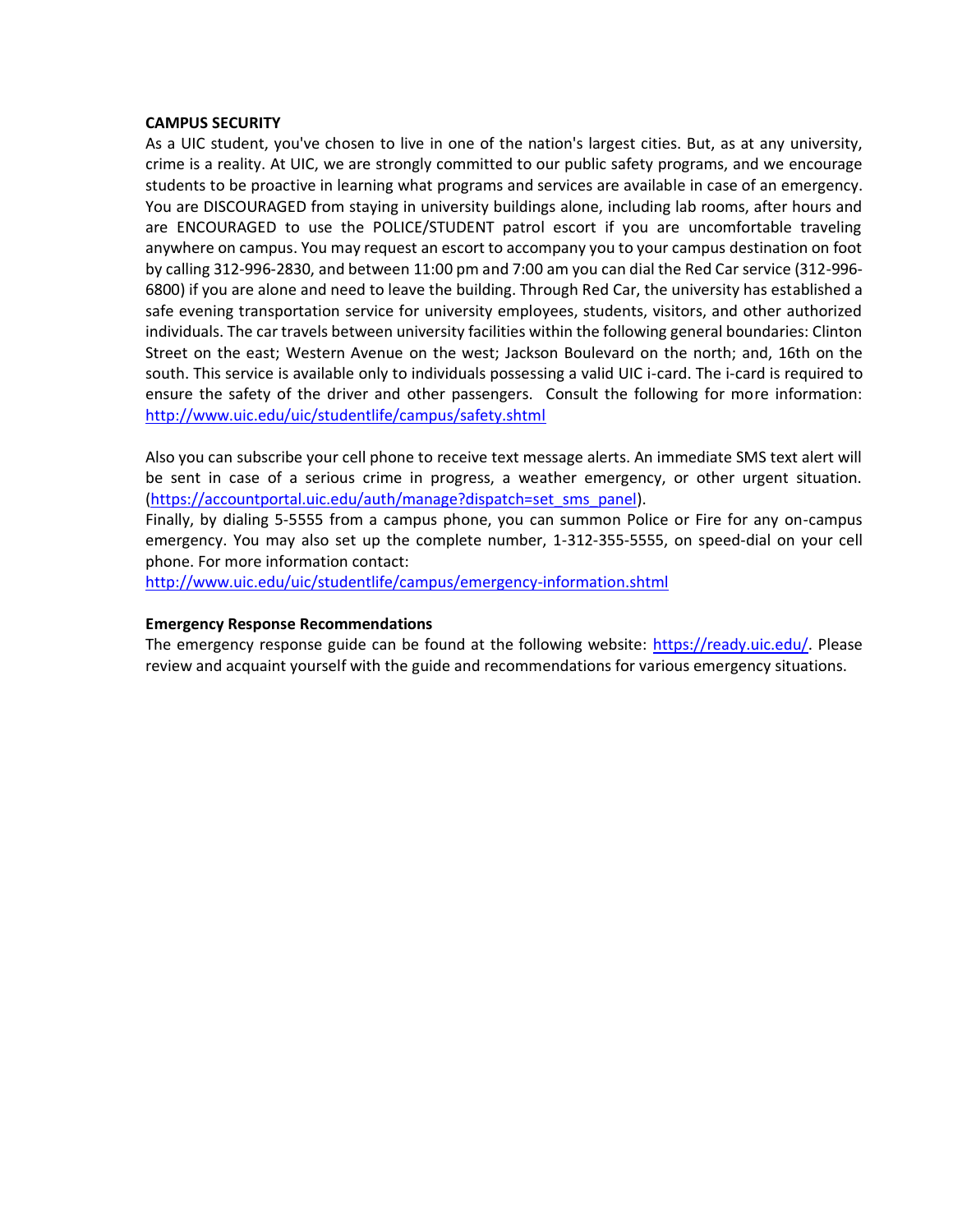**CAMPUS SECURITY**

As a UIC student, you've chosen to live in one of the nation's largest cities. But, as at any university, crime is a reality. At UIC, we are strongly committed to our public safety programs, and we encourage students to be proactive in learning what programs and services are available in case of an emergency. You are DISCOURAGED from staying in university buildings alone, including lab rooms, after hours and are ENCOURAGED to use the POLICE/STUDENT patrol escort if you are uncomfortable traveling anywhere on campus. You may request an escort to accompany you to your campus destination on foot by calling 312-996-2830, and between 11:00 pm and 7:00 am you can dial the Red Car service (312-996-6800) if you are alone and need to leave the building. Through Red Car, the university has established a safe evening transportation service for university employees, students, visitors, and other authorized individuals. The car travels between university facilities within the following general boundaries: Clinton Street on the east; Western Avenue on the west; Jackson Boulevard on the north; and, 16th on the south. This service is available only to individuals possessing a valid UIC i-card. The i-card is required to ensure the safety of the driver and other passengers. Consult the following for more information: http://www.uic.edu/uic/studentlife/campus/safety.shtml

Also you can subscribe your cell phone to receive text message alerts. An immediate SMS text alert will be sent in case of a serious crime in progress, a weather emergency, or other urgent situation. (https://accountportal.uic.edu/auth/manage?dispatch=set_sms_panel).

Finally, by dialing 5-5555 from a campus phone, you can summon Police or Fire for any on-campus emergency. You may also set up the complete number, 1-312-355-5555, on speed-dial on your cell phone. For more information contact:
http://www.uic.edu/uic/studentlife/campus/emergency-information.shtml

**Emergency Response Recommendations**

The emergency response guide can be found at the following website: https://ready.uic.edu/. Please review and acquaint yourself with the guide and recommendations for various emergency situations.